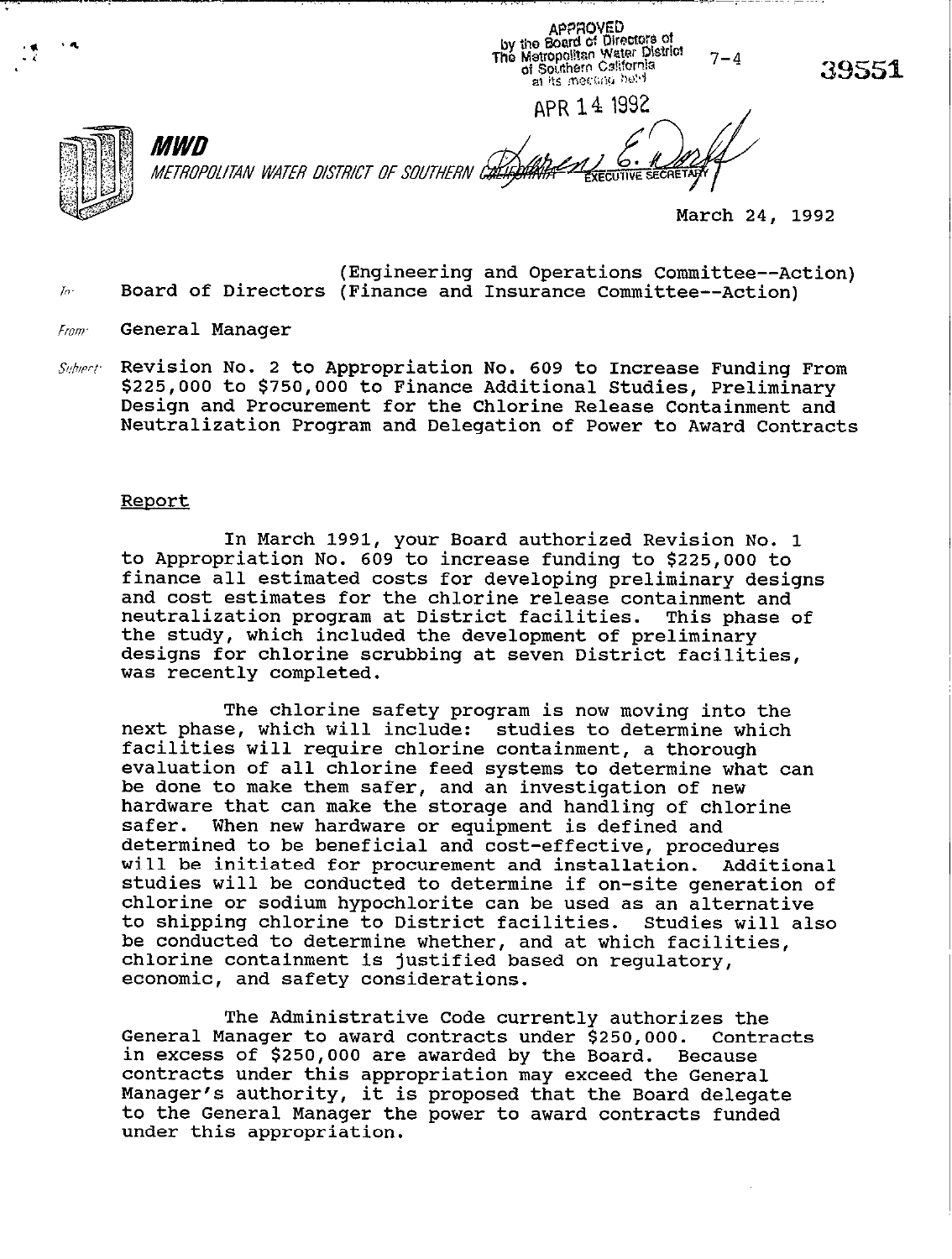APPROVED
by the Board of Directors of
The Metropolitan Water District
of Southern California
at its meeting held

APR 14 1992

EXECUTIVE SECRETARY

7-4

39551

**MWD**

*METROPOLITAN WATER DISTRICT OF SOUTHERN CALIFORNIA*

March 24, 1992

To: Board of Directors (Engineering and Operations Committee--Action)
(Finance and Insurance Committee--Action)

From: General Manager

Subject: Revision No. 2 to Appropriation No. 609 to Increase Funding From $225,000 to $750,000 to Finance Additional Studies, Preliminary Design and Procurement for the Chlorine Release Containment and Neutralization Program and Delegation of Power to Award Contracts

## Report

In March 1991, your Board authorized Revision No. 1 to Appropriation No. 609 to increase funding to $225,000 to finance all estimated costs for developing preliminary designs and cost estimates for the chlorine release containment and neutralization program at District facilities. This phase of the study, which included the development of preliminary designs for chlorine scrubbing at seven District facilities, was recently completed.

The chlorine safety program is now moving into the next phase, which will include: studies to determine which facilities will require chlorine containment, a thorough evaluation of all chlorine feed systems to determine what can be done to make them safer, and an investigation of new hardware that can make the storage and handling of chlorine safer. When new hardware or equipment is defined and determined to be beneficial and cost-effective, procedures will be initiated for procurement and installation. Additional studies will be conducted to determine if on-site generation of chlorine or sodium hypochlorite can be used as an alternative to shipping chlorine to District facilities. Studies will also be conducted to determine whether, and at which facilities, chlorine containment is justified based on regulatory, economic, and safety considerations.

The Administrative Code currently authorizes the General Manager to award contracts under $250,000. Contracts in excess of $250,000 are awarded by the Board. Because contracts under this appropriation may exceed the General Manager's authority, it is proposed that the Board delegate to the General Manager the power to award contracts funded under this appropriation.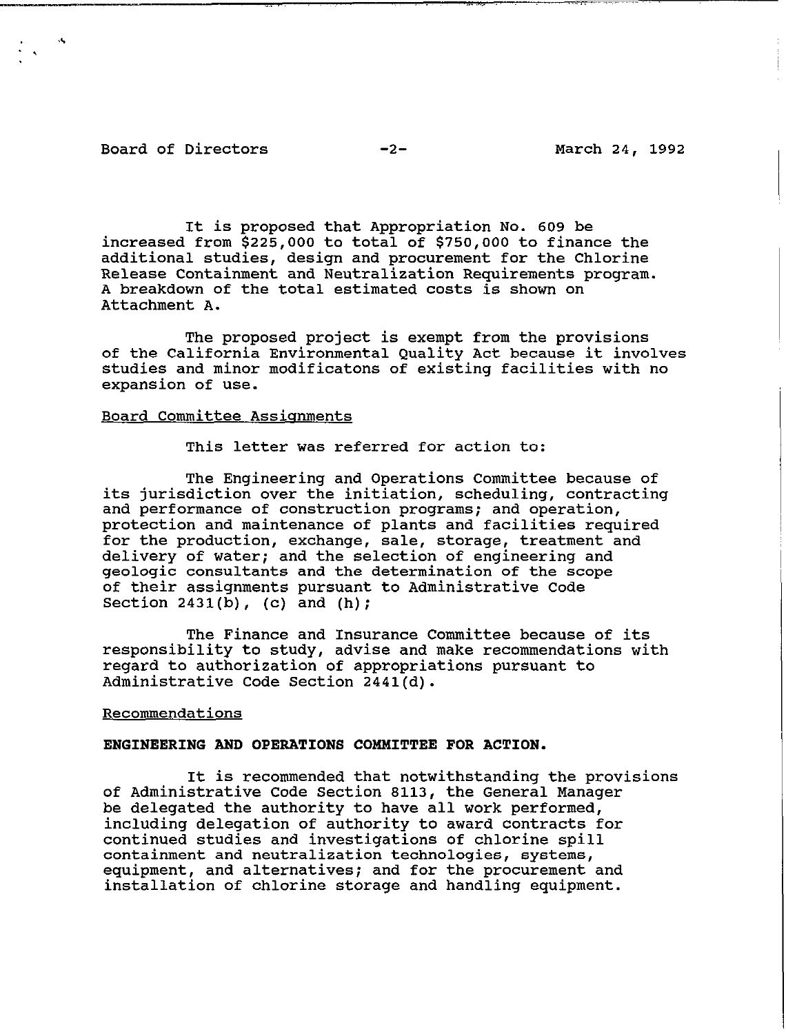It is proposed that Appropriation No. 609 be increased from $225,000 to total of $750,000 to finance the additional studies, design and procurement for the Chlorine Release Containment and Neutralization Requirements program. A breakdown of the total estimated costs is shown on Attachment A.

The proposed project is exempt from the provisions of the California Environmental Quality Act because it involves studies and minor modificatons of existing facilities with no expansion of use.

Board Committee Assignments

This letter was referred for action to:

The Engineering and Operations Committee because of its jurisdiction over the initiation, scheduling, contracting and performance of construction programs; and operation, protection and maintenance of plants and facilities required for the production, exchange, sale, storage, treatment and delivery of water; and the selection of engineering and geologic consultants and the determination of the scope of their assignments pursuant to Administrative Code Section 2431(b), (c) and (h);

The Finance and Insurance Committee because of its responsibility to study, advise and make recommendations with regard to authorization of appropriations pursuant to Administrative Code Section 2441(d).

Recommendations

**ENGINEERING AND OPERATIONS COMMITTEE FOR ACTION.**

It is recommended that notwithstanding the provisions of Administrative Code Section 8113, the General Manager be delegated the authority to have all work performed, including delegation of authority to award contracts for continued studies and investigations of chlorine spill containment and neutralization technologies, systems, equipment, and alternatives; and for the procurement and installation of chlorine storage and handling equipment.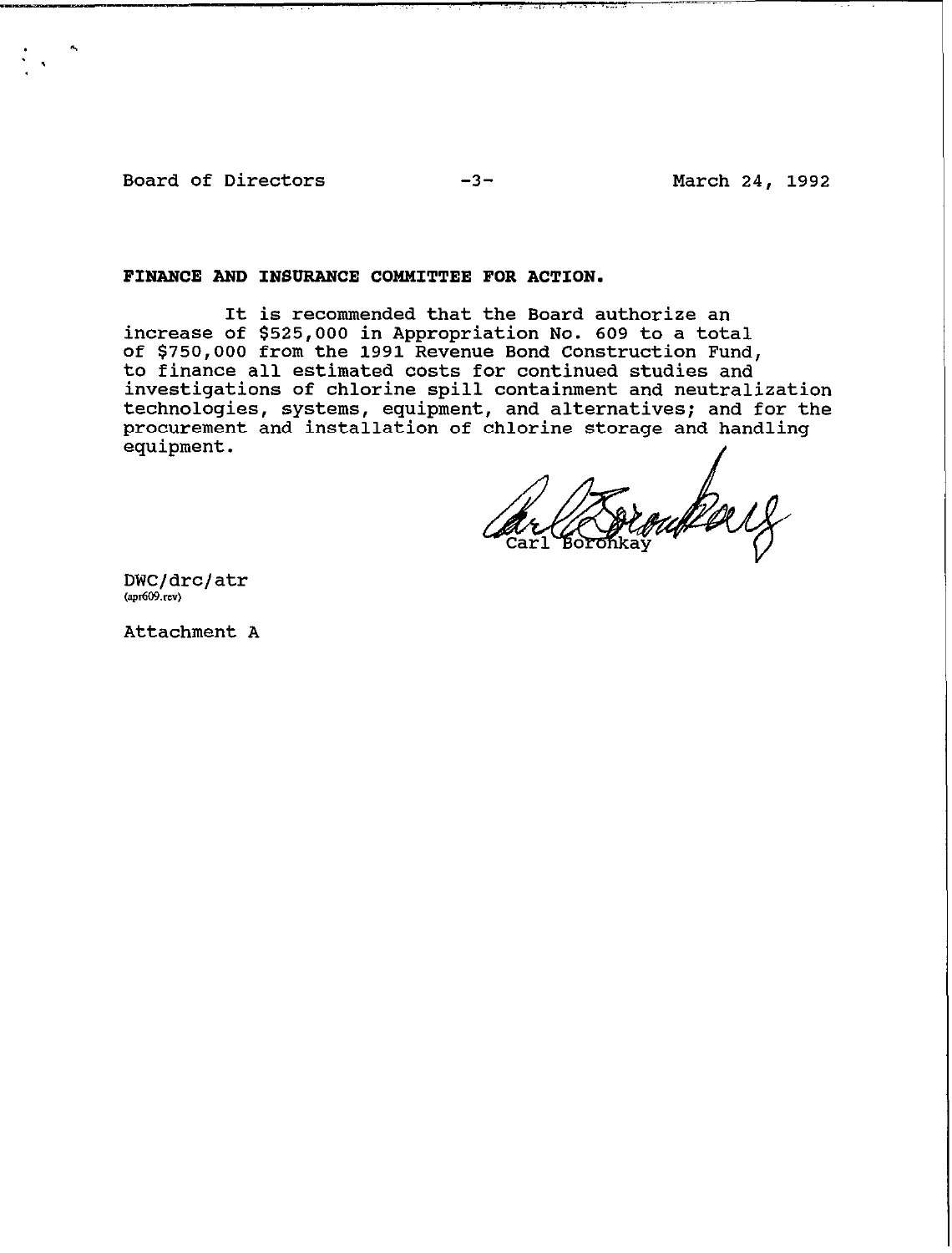**FINANCE AND INSURANCE COMMITTEE FOR ACTION.**

It is recommended that the Board authorize an increase of $525,000 in Appropriation No. 609 to a total of $750,000 from the 1991 Revenue Bond Construction Fund, to finance all estimated costs for continued studies and investigations of chlorine spill containment and neutralization technologies, systems, equipment, and alternatives; and for the procurement and installation of chlorine storage and handling equipment.

Carl Boronkay

DWC/drc/atr
(apr609.rev)

Attachment A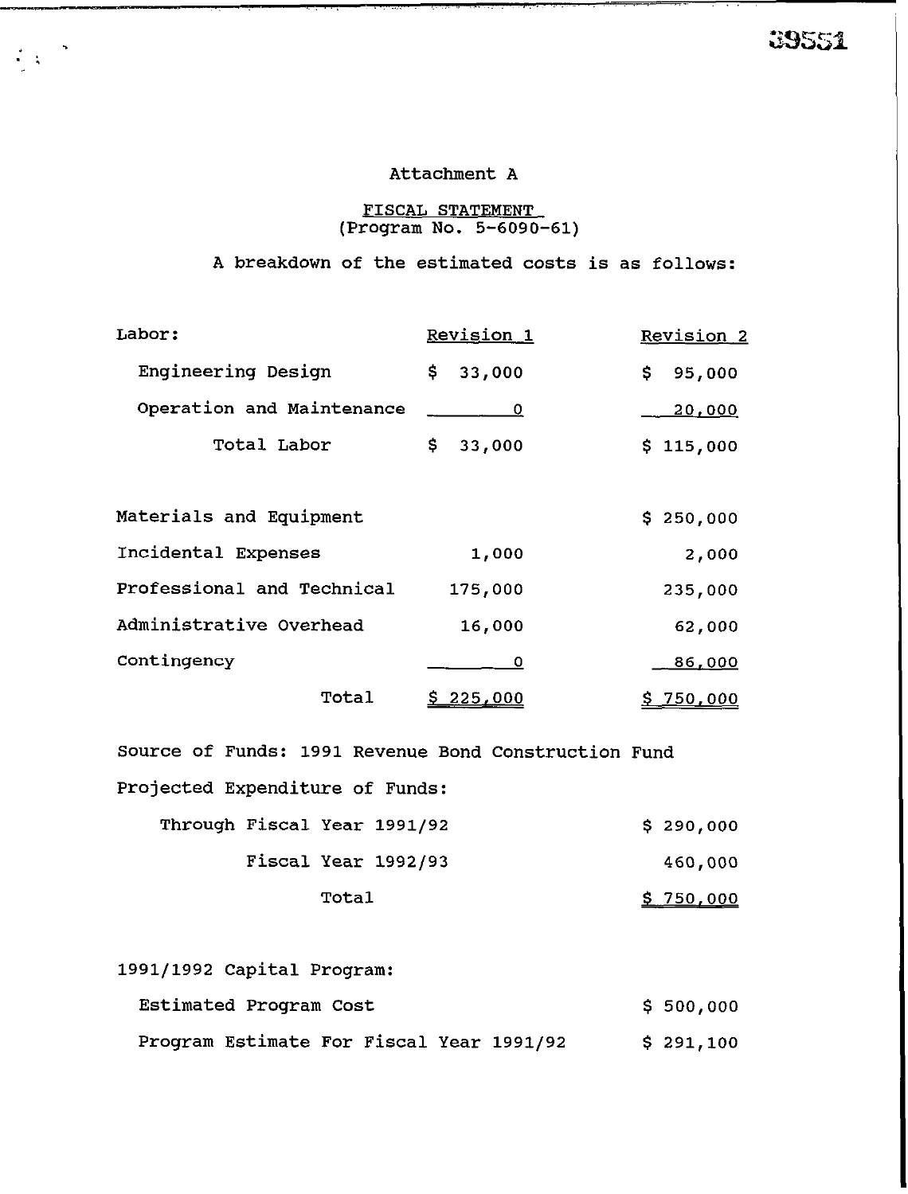Attachment A

FISCAL STATEMENT
(Program No. 5-6090-61)

A breakdown of the estimated costs is as follows:

| Labor: | Revision 1 | Revision 2 |
|---|---|---|
| Engineering Design | $ 33,000 | $ 95,000 |
| Operation and Maintenance | 0 | 20,000 |
| Total Labor | $ 33,000 | $ 115,000 |
| Materials and Equipment | | $ 250,000 |
| Incidental Expenses | 1,000 | 2,000 |
| Professional and Technical | 175,000 | 235,000 |
| Administrative Overhead | 16,000 | 62,000 |
| Contingency | 0 | 86,000 |
| Total | $ 225,000 | $ 750,000 |

Source of Funds: 1991 Revenue Bond Construction Fund

Projected Expenditure of Funds:

| | |
|---|---|
| Through Fiscal Year 1991/92 | $ 290,000 |
| Fiscal Year 1992/93 | 460,000 |
| Total | $ 750,000 |

1991/1992 Capital Program:

| | |
|---|---|
| Estimated Program Cost | $ 500,000 |
| Program Estimate For Fiscal Year 1991/92 | $ 291,100 |